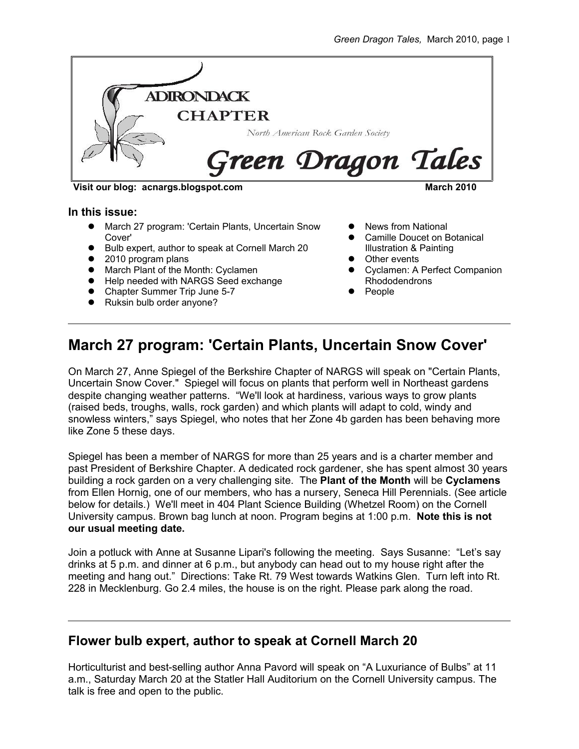# Adirondack Chapter

North American Rock Garden Society

# Green Dragon Tales

**Visit our blog: acnargs.blogspot.com** **March 2010**

**In this issue:**

- March 27 program: 'Certain Plants, Uncertain Snow Cover'
- Bulb expert, author to speak at Cornell March 20
- 2010 program plans
- March Plant of the Month: Cyclamen
- Help needed with NARGS Seed exchange
- Chapter Summer Trip June 5-7
- Ruksin bulb order anyone?
- News from National
- Camille Doucet on Botanical Illustration & Painting
- Other events
- Cyclamen: A Perfect Companion Rhododendrons
- People

---

## March 27 program: 'Certain Plants, Uncertain Snow Cover'

On March 27, Anne Spiegel of the Berkshire Chapter of NARGS will speak on "Certain Plants, Uncertain Snow Cover." Spiegel will focus on plants that perform well in Northeast gardens despite changing weather patterns. "We'll look at hardiness, various ways to grow plants (raised beds, troughs, walls, rock garden) and which plants will adapt to cold, windy and snowless winters," says Spiegel, who notes that her Zone 4b garden has been behaving more like Zone 5 these days.

Spiegel has been a member of NARGS for more than 25 years and is a charter member and past President of Berkshire Chapter. A dedicated rock gardener, she has spent almost 30 years building a rock garden on a very challenging site. The **Plant of the Month** will be **Cyclamens** from Ellen Hornig, one of our members, who has a nursery, Seneca Hill Perennials. (See article below for details.) We'll meet in 404 Plant Science Building (Whetzel Room) on the Cornell University campus. Brown bag lunch at noon. Program begins at 1:00 p.m. **Note this is not our usual meeting date.**

Join a potluck with Anne at Susanne Lipari's following the meeting. Says Susanne: "Let's say drinks at 5 p.m. and dinner at 6 p.m., but anybody can head out to my house right after the meeting and hang out." Directions: Take Rt. 79 West towards Watkins Glen. Turn left into Rt. 228 in Mecklenburg. Go 2.4 miles, the house is on the right. Please park along the road.

---

## Flower bulb expert, author to speak at Cornell March 20

Horticulturist and best-selling author Anna Pavord will speak on "A Luxuriance of Bulbs" at 11 a.m., Saturday March 20 at the Statler Hall Auditorium on the Cornell University campus. The talk is free and open to the public.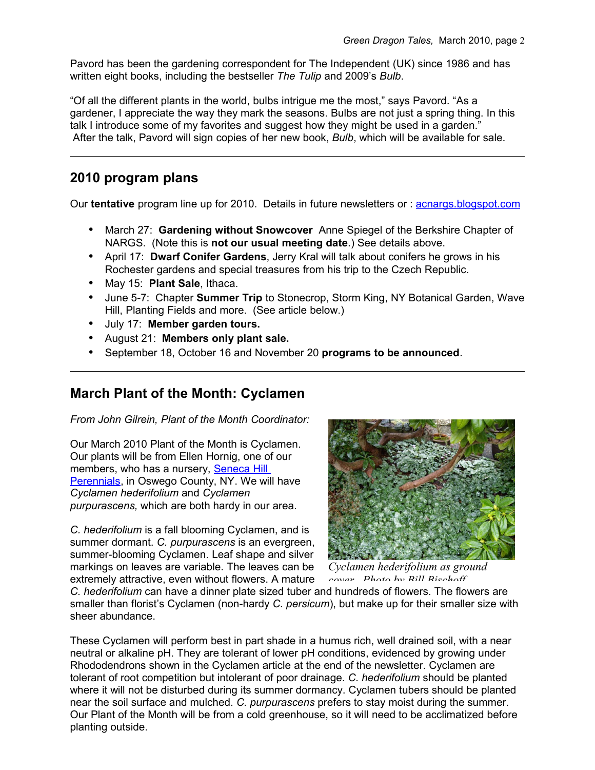Pavord has been the gardening correspondent for The Independent (UK) since 1986 and has written eight books, including the bestseller *The Tulip* and 2009's *Bulb*.

"Of all the different plants in the world, bulbs intrigue me the most," says Pavord. "As a gardener, I appreciate the way they mark the seasons. Bulbs are not just a spring thing. In this talk I introduce some of my favorites and suggest how they might be used in a garden." After the talk, Pavord will sign copies of her new book, *Bulb*, which will be available for sale.

---

## 2010 program plans

Our **tentative** program line up for 2010. Details in future newsletters or : [acnargs.blogspot.com](acnargs.blogspot.com)

- March 27: **Gardening without Snowcover** Anne Spiegel of the Berkshire Chapter of NARGS. (Note this is **not our usual meeting date**.) See details above.
- April 17: **Dwarf Conifer Gardens**, Jerry Kral will talk about conifers he grows in his Rochester gardens and special treasures from his trip to the Czech Republic.
- May 15: **Plant Sale**, Ithaca.
- June 5-7: Chapter **Summer Trip** to Stonecrop, Storm King, NY Botanical Garden, Wave Hill, Planting Fields and more. (See article below.)
- July 17: **Member garden tours.**
- August 21: **Members only plant sale.**
- September 18, October 16 and November 20 **programs to be announced**.

---

## March Plant of the Month: Cyclamen

*From John Gilrein, Plant of the Month Coordinator:*

Our March 2010 Plant of the Month is Cyclamen. Our plants will be from Ellen Hornig, one of our members, who has a nursery, [Seneca Hill Perennials](), in Oswego County, NY. We will have *Cyclamen hederifolium* and *Cyclamen purpurascens,* which are both hardy in our area.

*Cyclamen hederifolium as ground cover. Photo by Bill Bischoff*

*C. hederifolium* is a fall blooming Cyclamen, and is summer dormant. *C. purpurascens* is an evergreen, summer-blooming Cyclamen. Leaf shape and silver markings on leaves are variable. The leaves can be extremely attractive, even without flowers. A mature *C. hederifolium* can have a dinner plate sized tuber and hundreds of flowers. The flowers are smaller than florist's Cyclamen (non-hardy *C. persicum*), but make up for their smaller size with sheer abundance.

These Cyclamen will perform best in part shade in a humus rich, well drained soil, with a near neutral or alkaline pH. They are tolerant of lower pH conditions, evidenced by growing under Rhododendrons shown in the Cyclamen article at the end of the newsletter. Cyclamen are tolerant of root competition but intolerant of poor drainage. *C. hederifolium* should be planted where it will not be disturbed during its summer dormancy. Cyclamen tubers should be planted near the soil surface and mulched. *C. purpurascens* prefers to stay moist during the summer. Our Plant of the Month will be from a cold greenhouse, so it will need to be acclimatized before planting outside.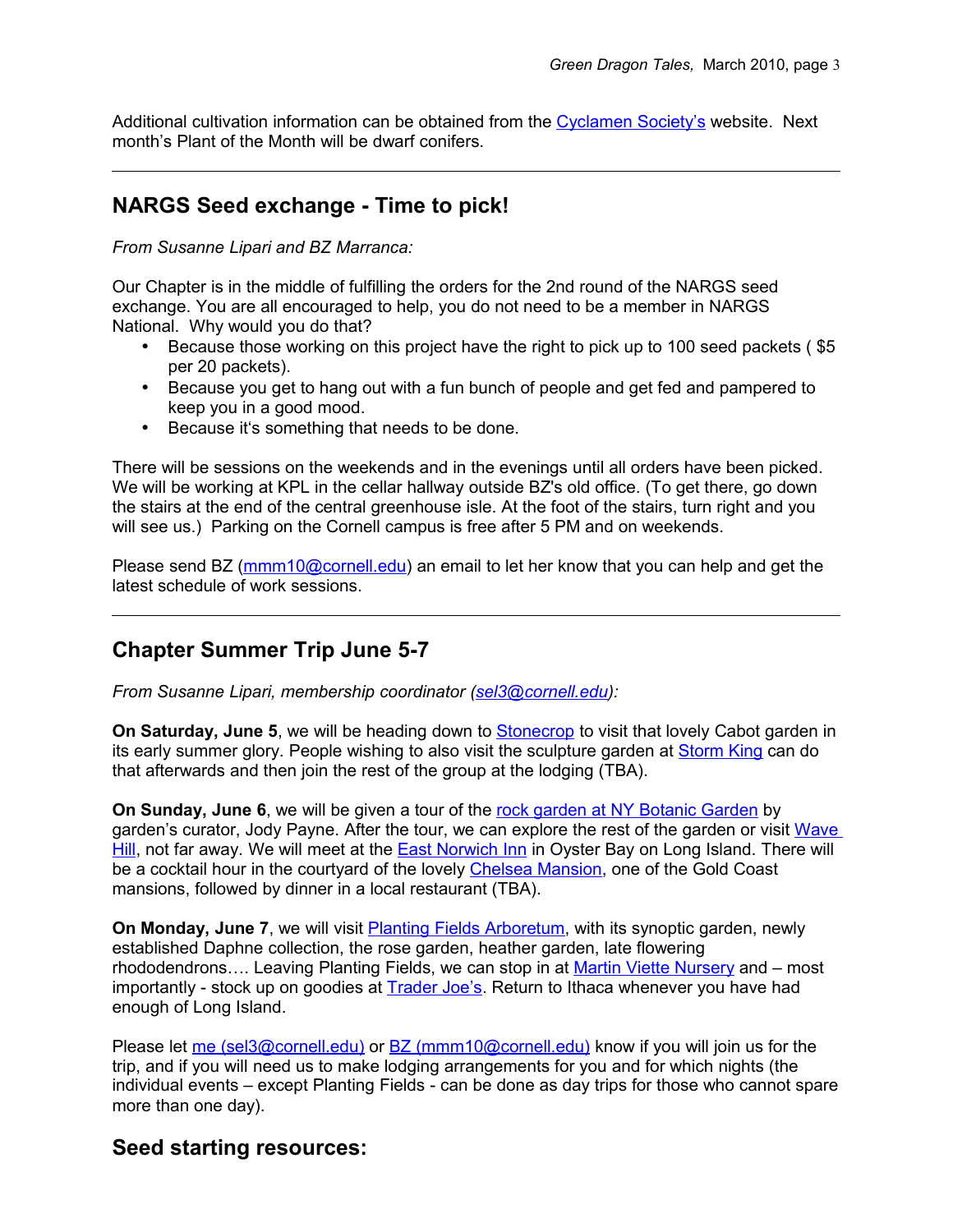Additional cultivation information can be obtained from the Cyclamen Society's website. Next month's Plant of the Month will be dwarf conifers.

---

## NARGS Seed exchange - Time to pick!

*From Susanne Lipari and BZ Marranca:*

Our Chapter is in the middle of fulfilling the orders for the 2nd round of the NARGS seed exchange. You are all encouraged to help, you do not need to be a member in NARGS National. Why would you do that?

- Because those working on this project have the right to pick up to 100 seed packets ( $5 per 20 packets).
- Because you get to hang out with a fun bunch of people and get fed and pampered to keep you in a good mood.
- Because it's something that needs to be done.

There will be sessions on the weekends and in the evenings until all orders have been picked. We will be working at KPL in the cellar hallway outside BZ's old office. (To get there, go down the stairs at the end of the central greenhouse isle. At the foot of the stairs, turn right and you will see us.) Parking on the Cornell campus is free after 5 PM and on weekends.

Please send BZ (mmm10@cornell.edu) an email to let her know that you can help and get the latest schedule of work sessions.

---

## Chapter Summer Trip June 5-7

*From Susanne Lipari, membership coordinator (sel3@cornell.edu):*

**On Saturday, June 5**, we will be heading down to Stonecrop to visit that lovely Cabot garden in its early summer glory. People wishing to also visit the sculpture garden at Storm King can do that afterwards and then join the rest of the group at the lodging (TBA).

**On Sunday, June 6**, we will be given a tour of the rock garden at NY Botanic Garden by garden's curator, Jody Payne. After the tour, we can explore the rest of the garden or visit Wave Hill, not far away. We will meet at the East Norwich Inn in Oyster Bay on Long Island. There will be a cocktail hour in the courtyard of the lovely Chelsea Mansion, one of the Gold Coast mansions, followed by dinner in a local restaurant (TBA).

**On Monday, June 7**, we will visit Planting Fields Arboretum, with its synoptic garden, newly established Daphne collection, the rose garden, heather garden, late flowering rhododendrons…. Leaving Planting Fields, we can stop in at Martin Viette Nursery and – most importantly - stock up on goodies at Trader Joe's. Return to Ithaca whenever you have had enough of Long Island.

Please let me (sel3@cornell.edu) or BZ (mmm10@cornell.edu) know if you will join us for the trip, and if you will need us to make lodging arrangements for you and for which nights (the individual events – except Planting Fields - can be done as day trips for those who cannot spare more than one day).

## Seed starting resources: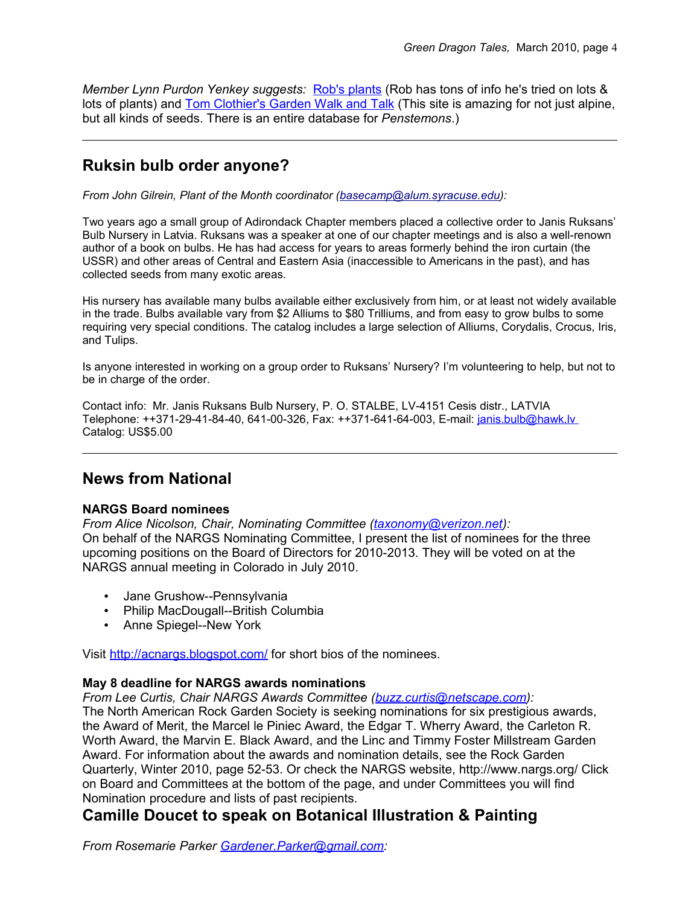*Member Lynn Purdon Yenkey suggests:* Rob's plants (Rob has tons of info he's tried on lots & lots of plants) and Tom Clothier's Garden Walk and Talk (This site is amazing for not just alpine, but all kinds of seeds. There is an entire database for *Penstemons*.)

---

## Ruksin bulb order anyone?

*From John Gilrein, Plant of the Month coordinator (basecamp@alum.syracuse.edu):*

Two years ago a small group of Adirondack Chapter members placed a collective order to Janis Ruksans' Bulb Nursery in Latvia. Ruksans was a speaker at one of our chapter meetings and is also a well-renown author of a book on bulbs. He has had access for years to areas formerly behind the iron curtain (the USSR) and other areas of Central and Eastern Asia (inaccessible to Americans in the past), and has collected seeds from many exotic areas.

His nursery has available many bulbs available either exclusively from him, or at least not widely available in the trade. Bulbs available vary from $2 Alliums to $80 Trilliums, and from easy to grow bulbs to some requiring very special conditions. The catalog includes a large selection of Alliums, Corydalis, Crocus, Iris, and Tulips.

Is anyone interested in working on a group order to Ruksans' Nursery? I'm volunteering to help, but not to be in charge of the order.

Contact info: Mr. Janis Ruksans Bulb Nursery, P. O. STALBE, LV-4151 Cesis distr., LATVIA
Telephone: ++371-29-41-84-40, 641-00-326, Fax: ++371-641-64-003, E-mail: janis.bulb@hawk.lv
Catalog: US$5.00

---

## News from National

**NARGS Board nominees**
*From Alice Nicolson, Chair, Nominating Committee (taxonomy@verizon.net):*
On behalf of the NARGS Nominating Committee, I present the list of nominees for the three upcoming positions on the Board of Directors for 2010-2013. They will be voted on at the NARGS annual meeting in Colorado in July 2010.

- Jane Grushow--Pennsylvania
- Philip MacDougall--British Columbia
- Anne Spiegel--New York

Visit http://acnargs.blogspot.com/ for short bios of the nominees.

**May 8 deadline for NARGS awards nominations**
*From Lee Curtis, Chair NARGS Awards Committee (buzz.curtis@netscape.com):*
The North American Rock Garden Society is seeking nominations for six prestigious awards, the Award of Merit, the Marcel le Piniec Award, the Edgar T. Wherry Award, the Carleton R. Worth Award, the Marvin E. Black Award, and the Linc and Timmy Foster Millstream Garden Award. For information about the awards and nomination details, see the Rock Garden Quarterly, Winter 2010, page 52-53. Or check the NARGS website, http://www.nargs.org/ Click on Board and Committees at the bottom of the page, and under Committees you will find Nomination procedure and lists of past recipients.

## Camille Doucet to speak on Botanical Illustration & Painting

*From Rosemarie Parker Gardener.Parker@gmail.com:*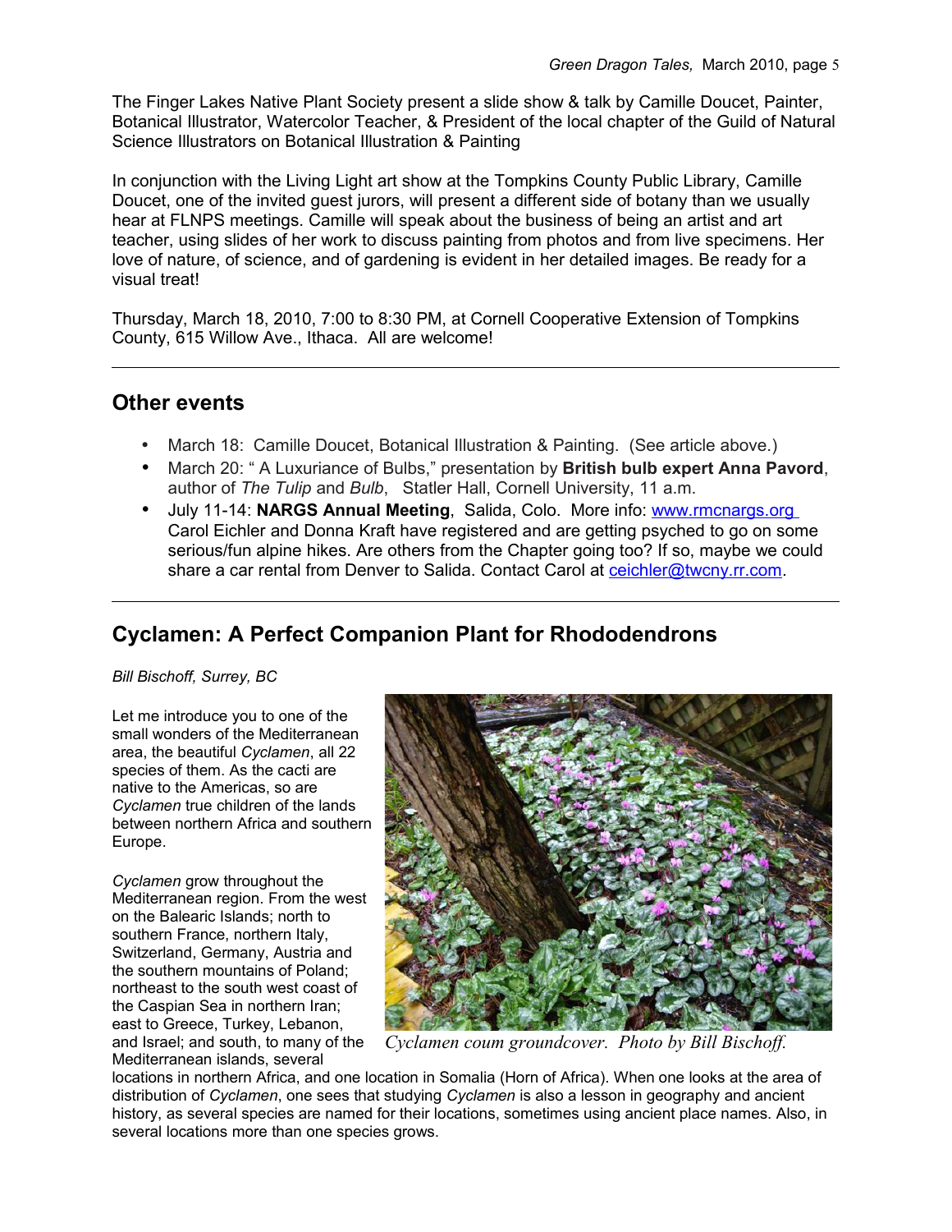The Finger Lakes Native Plant Society present a slide show & talk by Camille Doucet, Painter, Botanical Illustrator, Watercolor Teacher, & President of the local chapter of the Guild of Natural Science Illustrators on Botanical Illustration & Painting

In conjunction with the Living Light art show at the Tompkins County Public Library, Camille Doucet, one of the invited guest jurors, will present a different side of botany than we usually hear at FLNPS meetings. Camille will speak about the business of being an artist and art teacher, using slides of her work to discuss painting from photos and from live specimens. Her love of nature, of science, and of gardening is evident in her detailed images. Be ready for a visual treat!

Thursday, March 18, 2010, 7:00 to 8:30 PM, at Cornell Cooperative Extension of Tompkins County, 615 Willow Ave., Ithaca. All are welcome!

---

## Other events

- March 18: Camille Doucet, Botanical Illustration & Painting. (See article above.)
- March 20: " A Luxuriance of Bulbs," presentation by **British bulb expert Anna Pavord**, author of *The Tulip* and *Bulb*, Statler Hall, Cornell University, 11 a.m.
- July 11-14: **NARGS Annual Meeting**, Salida, Colo. More info: www.rmcnargs.org Carol Eichler and Donna Kraft have registered and are getting psyched to go on some serious/fun alpine hikes. Are others from the Chapter going too? If so, maybe we could share a car rental from Denver to Salida. Contact Carol at ceichler@twcny.rr.com.

---

## Cyclamen: A Perfect Companion Plant for Rhododendrons

*Bill Bischoff, Surrey, BC*

Let me introduce you to one of the small wonders of the Mediterranean area, the beautiful *Cyclamen*, all 22 species of them. As the cacti are native to the Americas, so are *Cyclamen* true children of the lands between northern Africa and southern Europe.

*Cyclamen coum groundcover. Photo by Bill Bischoff.*

*Cyclamen* grow throughout the Mediterranean region. From the west on the Balearic Islands; north to southern France, northern Italy, Switzerland, Germany, Austria and the southern mountains of Poland; northeast to the south west coast of the Caspian Sea in northern Iran; east to Greece, Turkey, Lebanon, and Israel; and south, to many of the Mediterranean islands, several locations in northern Africa, and one location in Somalia (Horn of Africa). When one looks at the area of distribution of *Cyclamen*, one sees that studying *Cyclamen* is also a lesson in geography and ancient history, as several species are named for their locations, sometimes using ancient place names. Also, in several locations more than one species grows.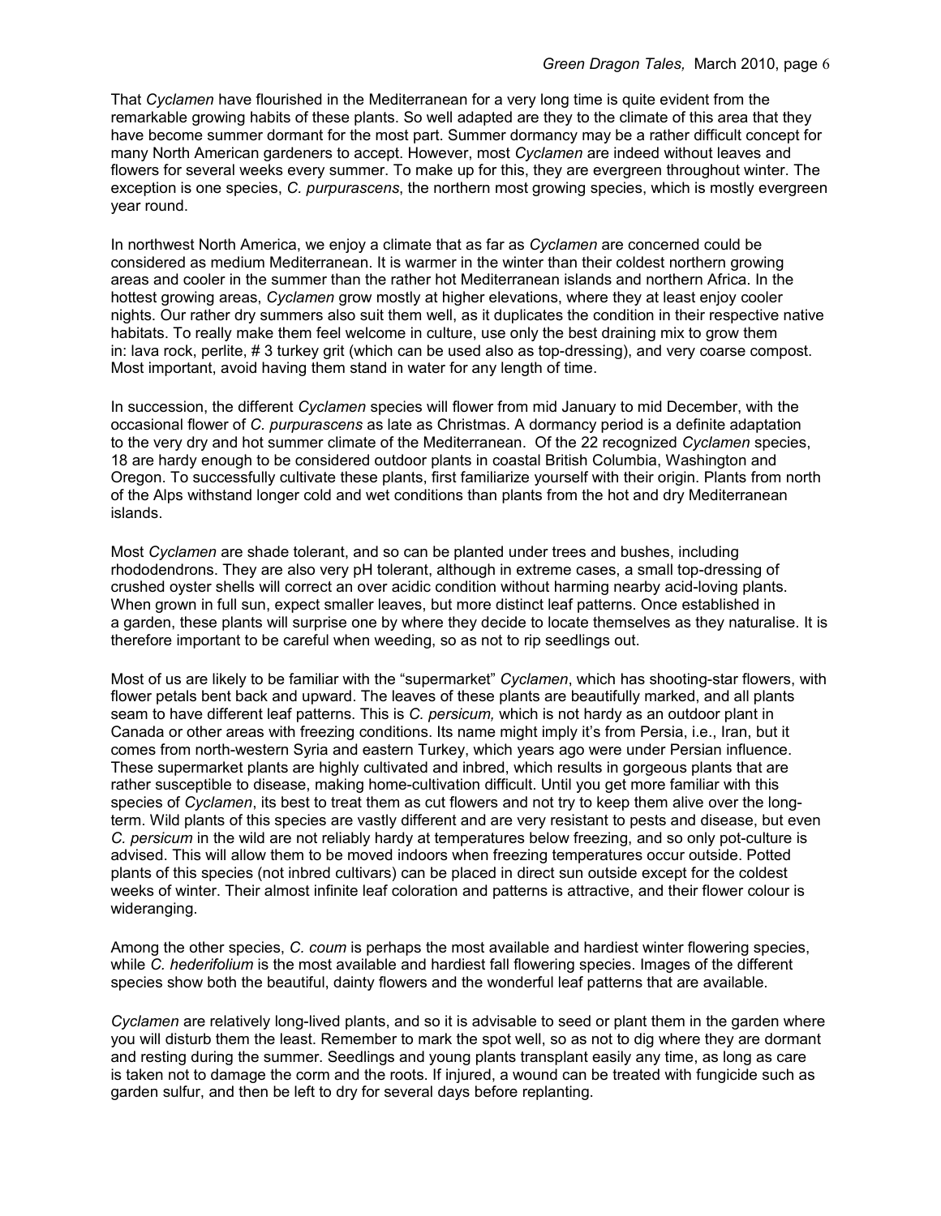That *Cyclamen* have flourished in the Mediterranean for a very long time is quite evident from the remarkable growing habits of these plants. So well adapted are they to the climate of this area that they have become summer dormant for the most part. Summer dormancy may be a rather difficult concept for many North American gardeners to accept. However, most *Cyclamen* are indeed without leaves and flowers for several weeks every summer. To make up for this, they are evergreen throughout winter. The exception is one species, *C. purpurascens*, the northern most growing species, which is mostly evergreen year round.

In northwest North America, we enjoy a climate that as far as *Cyclamen* are concerned could be considered as medium Mediterranean. It is warmer in the winter than their coldest northern growing areas and cooler in the summer than the rather hot Mediterranean islands and northern Africa. In the hottest growing areas, *Cyclamen* grow mostly at higher elevations, where they at least enjoy cooler nights. Our rather dry summers also suit them well, as it duplicates the condition in their respective native habitats. To really make them feel welcome in culture, use only the best draining mix to grow them in: lava rock, perlite, # 3 turkey grit (which can be used also as top-dressing), and very coarse compost. Most important, avoid having them stand in water for any length of time.

In succession, the different *Cyclamen* species will flower from mid January to mid December, with the occasional flower of *C. purpurascens* as late as Christmas. A dormancy period is a definite adaptation to the very dry and hot summer climate of the Mediterranean. Of the 22 recognized *Cyclamen* species, 18 are hardy enough to be considered outdoor plants in coastal British Columbia, Washington and Oregon. To successfully cultivate these plants, first familiarize yourself with their origin. Plants from north of the Alps withstand longer cold and wet conditions than plants from the hot and dry Mediterranean islands.

Most *Cyclamen* are shade tolerant, and so can be planted under trees and bushes, including rhododendrons. They are also very pH tolerant, although in extreme cases, a small top-dressing of crushed oyster shells will correct an over acidic condition without harming nearby acid-loving plants. When grown in full sun, expect smaller leaves, but more distinct leaf patterns. Once established in a garden, these plants will surprise one by where they decide to locate themselves as they naturalise. It is therefore important to be careful when weeding, so as not to rip seedlings out.

Most of us are likely to be familiar with the "supermarket" *Cyclamen*, which has shooting-star flowers, with flower petals bent back and upward. The leaves of these plants are beautifully marked, and all plants seam to have different leaf patterns. This is *C. persicum,* which is not hardy as an outdoor plant in Canada or other areas with freezing conditions. Its name might imply it's from Persia, i.e., Iran, but it comes from north-western Syria and eastern Turkey, which years ago were under Persian influence. These supermarket plants are highly cultivated and inbred, which results in gorgeous plants that are rather susceptible to disease, making home-cultivation difficult. Until you get more familiar with this species of *Cyclamen*, its best to treat them as cut flowers and not try to keep them alive over the long-term. Wild plants of this species are vastly different and are very resistant to pests and disease, but even *C. persicum* in the wild are not reliably hardy at temperatures below freezing, and so only pot-culture is advised. This will allow them to be moved indoors when freezing temperatures occur outside. Potted plants of this species (not inbred cultivars) can be placed in direct sun outside except for the coldest weeks of winter. Their almost infinite leaf coloration and patterns is attractive, and their flower colour is wideranging.

Among the other species, *C. coum* is perhaps the most available and hardiest winter flowering species, while *C. hederifolium* is the most available and hardiest fall flowering species. Images of the different species show both the beautiful, dainty flowers and the wonderful leaf patterns that are available.

*Cyclamen* are relatively long-lived plants, and so it is advisable to seed or plant them in the garden where you will disturb them the least. Remember to mark the spot well, so as not to dig where they are dormant and resting during the summer. Seedlings and young plants transplant easily any time, as long as care is taken not to damage the corm and the roots. If injured, a wound can be treated with fungicide such as garden sulfur, and then be left to dry for several days before replanting.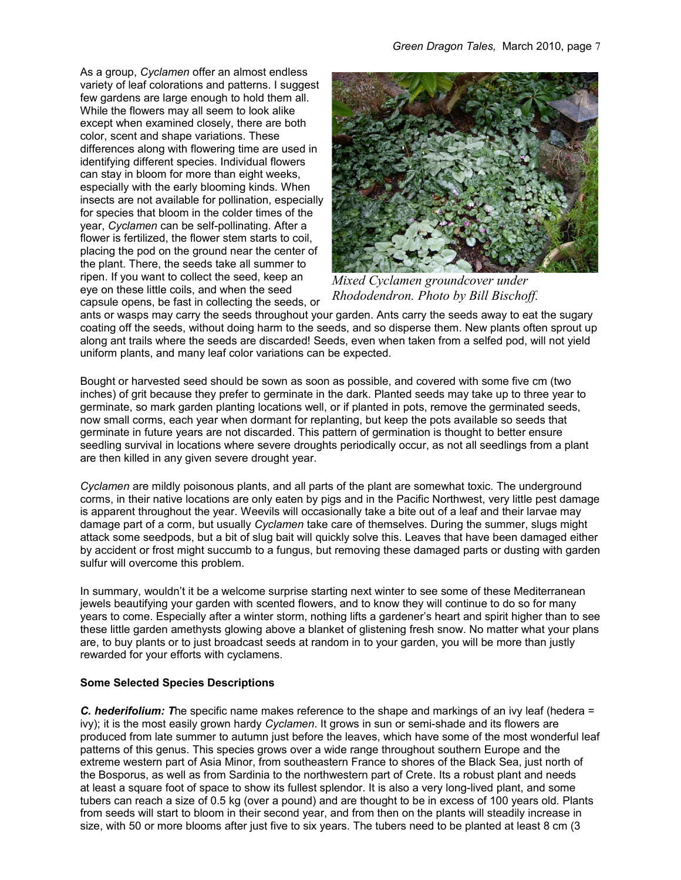As a group, *Cyclamen* offer an almost endless variety of leaf colorations and patterns. I suggest few gardens are large enough to hold them all. While the flowers may all seem to look alike except when examined closely, there are both color, scent and shape variations. These differences along with flowering time are used in identifying different species. Individual flowers can stay in bloom for more than eight weeks, especially with the early blooming kinds. When insects are not available for pollination, especially for species that bloom in the colder times of the year, *Cyclamen* can be self-pollinating. After a flower is fertilized, the flower stem starts to coil, placing the pod on the ground near the center of the plant. There, the seeds take all summer to ripen. If you want to collect the seed, keep an eye on these little coils, and when the seed capsule opens, be fast in collecting the seeds, or ants or wasps may carry the seeds throughout your garden. Ants carry the seeds away to eat the sugary coating off the seeds, without doing harm to the seeds, and so disperse them. New plants often sprout up along ant trails where the seeds are discarded! Seeds, even when taken from a selfed pod, will not yield uniform plants, and many leaf color variations can be expected.

*Mixed Cyclamen groundcover under Rhododendron. Photo by Bill Bischoff.*

Bought or harvested seed should be sown as soon as possible, and covered with some five cm (two inches) of grit because they prefer to germinate in the dark. Planted seeds may take up to three year to germinate, so mark garden planting locations well, or if planted in pots, remove the germinated seeds, now small corms, each year when dormant for replanting, but keep the pots available so seeds that germinate in future years are not discarded. This pattern of germination is thought to better ensure seedling survival in locations where severe droughts periodically occur, as not all seedlings from a plant are then killed in any given severe drought year.

*Cyclamen* are mildly poisonous plants, and all parts of the plant are somewhat toxic. The underground corms, in their native locations are only eaten by pigs and in the Pacific Northwest, very little pest damage is apparent throughout the year. Weevils will occasionally take a bite out of a leaf and their larvae may damage part of a corm, but usually *Cyclamen* take care of themselves. During the summer, slugs might attack some seedpods, but a bit of slug bait will quickly solve this. Leaves that have been damaged either by accident or frost might succumb to a fungus, but removing these damaged parts or dusting with garden sulfur will overcome this problem.

In summary, wouldn't it be a welcome surprise starting next winter to see some of these Mediterranean jewels beautifying your garden with scented flowers, and to know they will continue to do so for many years to come. Especially after a winter storm, nothing lifts a gardener's heart and spirit higher than to see these little garden amethysts glowing above a blanket of glistening fresh snow. No matter what your plans are, to buy plants or to just broadcast seeds at random in to your garden, you will be more than justly rewarded for your efforts with cyclamens.

**Some Selected Species Descriptions**

***C. hederifolium: T***he specific name makes reference to the shape and markings of an ivy leaf (hedera = ivy); it is the most easily grown hardy *Cyclamen*. It grows in sun or semi-shade and its flowers are produced from late summer to autumn just before the leaves, which have some of the most wonderful leaf patterns of this genus. This species grows over a wide range throughout southern Europe and the extreme western part of Asia Minor, from southeastern France to shores of the Black Sea, just north of the Bosporus, as well as from Sardinia to the northwestern part of Crete. Its a robust plant and needs at least a square foot of space to show its fullest splendor. It is also a very long-lived plant, and some tubers can reach a size of 0.5 kg (over a pound) and are thought to be in excess of 100 years old. Plants from seeds will start to bloom in their second year, and from then on the plants will steadily increase in size, with 50 or more blooms after just five to six years. The tubers need to be planted at least 8 cm (3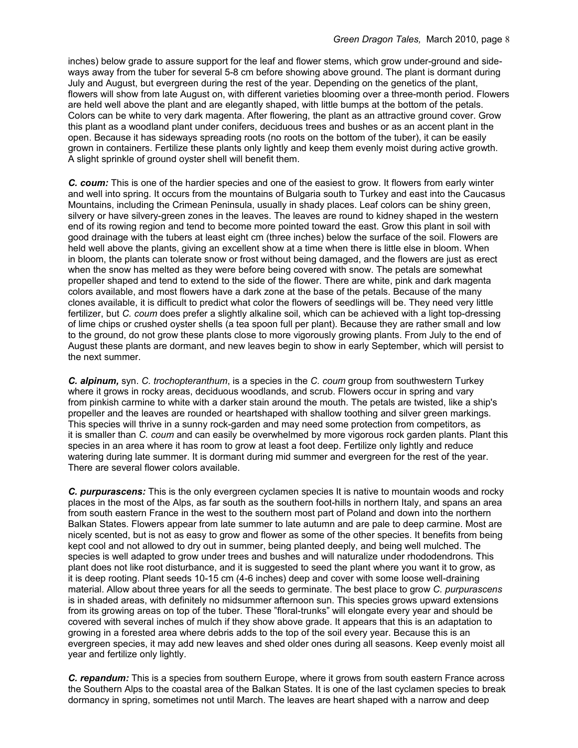inches) below grade to assure support for the leaf and flower stems, which grow under-ground and sideways away from the tuber for several 5-8 cm before showing above ground. The plant is dormant during July and August, but evergreen during the rest of the year. Depending on the genetics of the plant, flowers will show from late August on, with different varieties blooming over a three-month period. Flowers are held well above the plant and are elegantly shaped, with little bumps at the bottom of the petals. Colors can be white to very dark magenta. After flowering, the plant as an attractive ground cover. Grow this plant as a woodland plant under conifers, deciduous trees and bushes or as an accent plant in the open. Because it has sideways spreading roots (no roots on the bottom of the tuber), it can be easily grown in containers. Fertilize these plants only lightly and keep them evenly moist during active growth. A slight sprinkle of ground oyster shell will benefit them.

***C. coum:*** This is one of the hardier species and one of the easiest to grow. It flowers from early winter and well into spring. It occurs from the mountains of Bulgaria south to Turkey and east into the Caucasus Mountains, including the Crimean Peninsula, usually in shady places. Leaf colors can be shiny green, silvery or have silvery-green zones in the leaves. The leaves are round to kidney shaped in the western end of its rowing region and tend to become more pointed toward the east. Grow this plant in soil with good drainage with the tubers at least eight cm (three inches) below the surface of the soil. Flowers are held well above the plants, giving an excellent show at a time when there is little else in bloom. When in bloom, the plants can tolerate snow or frost without being damaged, and the flowers are just as erect when the snow has melted as they were before being covered with snow. The petals are somewhat propeller shaped and tend to extend to the side of the flower. There are white, pink and dark magenta colors available, and most flowers have a dark zone at the base of the petals. Because of the many clones available, it is difficult to predict what color the flowers of seedlings will be. They need very little fertilizer, but *C. coum* does prefer a slightly alkaline soil, which can be achieved with a light top-dressing of lime chips or crushed oyster shells (a tea spoon full per plant). Because they are rather small and low to the ground, do not grow these plants close to more vigorously growing plants. From July to the end of August these plants are dormant, and new leaves begin to show in early September, which will persist to the next summer.

***C. alpinum,*** syn. *C. trochopteranthum*, is a species in the *C. coum* group from southwestern Turkey where it grows in rocky areas, deciduous woodlands, and scrub. Flowers occur in spring and vary from pinkish carmine to white with a darker stain around the mouth. The petals are twisted, like a ship's propeller and the leaves are rounded or heartshaped with shallow toothing and silver green markings. This species will thrive in a sunny rock-garden and may need some protection from competitors, as it is smaller than *C. coum* and can easily be overwhelmed by more vigorous rock garden plants. Plant this species in an area where it has room to grow at least a foot deep. Fertilize only lightly and reduce watering during late summer. It is dormant during mid summer and evergreen for the rest of the year. There are several flower colors available.

***C. purpurascens:*** This is the only evergreen cyclamen species It is native to mountain woods and rocky places in the most of the Alps, as far south as the southern foot-hills in northern Italy, and spans an area from south eastern France in the west to the southern most part of Poland and down into the northern Balkan States. Flowers appear from late summer to late autumn and are pale to deep carmine. Most are nicely scented, but is not as easy to grow and flower as some of the other species. It benefits from being kept cool and not allowed to dry out in summer, being planted deeply, and being well mulched. The species is well adapted to grow under trees and bushes and will naturalize under rhododendrons. This plant does not like root disturbance, and it is suggested to seed the plant where you want it to grow, as it is deep rooting. Plant seeds 10-15 cm (4-6 inches) deep and cover with some loose well-draining material. Allow about three years for all the seeds to germinate. The best place to grow *C. purpurascens* is in shaded areas, with definitely no midsummer afternoon sun. This species grows upward extensions from its growing areas on top of the tuber. These "floral-trunks" will elongate every year and should be covered with several inches of mulch if they show above grade. It appears that this is an adaptation to growing in a forested area where debris adds to the top of the soil every year. Because this is an evergreen species, it may add new leaves and shed older ones during all seasons. Keep evenly moist all year and fertilize only lightly.

***C. repandum:*** This is a species from southern Europe, where it grows from south eastern France across the Southern Alps to the coastal area of the Balkan States. It is one of the last cyclamen species to break dormancy in spring, sometimes not until March. The leaves are heart shaped with a narrow and deep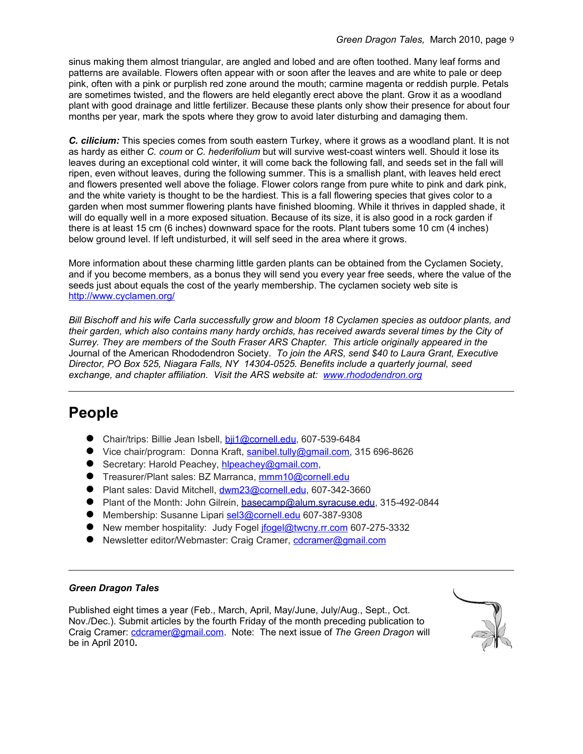sinus making them almost triangular, are angled and lobed and are often toothed. Many leaf forms and patterns are available. Flowers often appear with or soon after the leaves and are white to pale or deep pink, often with a pink or purplish red zone around the mouth; carmine magenta or reddish purple. Petals are sometimes twisted, and the flowers are held elegantly erect above the plant. Grow it as a woodland plant with good drainage and little fertilizer. Because these plants only show their presence for about four months per year, mark the spots where they grow to avoid later disturbing and damaging them.

***C. cilicium:*** This species comes from south eastern Turkey, where it grows as a woodland plant. It is not as hardy as either *C. coum* or *C. hederifolium* but will survive west-coast winters well. Should it lose its leaves during an exceptional cold winter, it will come back the following fall, and seeds set in the fall will ripen, even without leaves, during the following summer. This is a smallish plant, with leaves held erect and flowers presented well above the foliage. Flower colors range from pure white to pink and dark pink, and the white variety is thought to be the hardiest. This is a fall flowering species that gives color to a garden when most summer flowering plants have finished blooming. While it thrives in dappled shade, it will do equally well in a more exposed situation. Because of its size, it is also good in a rock garden if there is at least 15 cm (6 inches) downward space for the roots. Plant tubers some 10 cm (4 inches) below ground level. If left undisturbed, it will self seed in the area where it grows.

More information about these charming little garden plants can be obtained from the Cyclamen Society, and if you become members, as a bonus they will send you every year free seeds, where the value of the seeds just about equals the cost of the yearly membership. The cyclamen society web site is http://www.cyclamen.org/

*Bill Bischoff and his wife Carla successfully grow and bloom 18 Cyclamen species as outdoor plants, and their garden, which also contains many hardy orchids, has received awards several times by the City of Surrey. They are members of the South Fraser ARS Chapter. This article originally appeared in the* Journal of the American Rhododendron Society. *To join the ARS, send $40 to Laura Grant, Executive Director, PO Box 525, Niagara Falls, NY 14304-0525. Benefits include a quarterly journal, seed exchange, and chapter affiliation. Visit the ARS website at: www.rhododendron.org*

---

# People

- Chair/trips: Billie Jean Isbell, bji1@cornell.edu, 607-539-6484
- Vice chair/program: Donna Kraft, sanibel.tully@gmail.com, 315 696-8626
- Secretary: Harold Peachey, hlpeachey@gmail.com,
- Treasurer/Plant sales: BZ Marranca, mmm10@cornell.edu
- Plant sales: David Mitchell, dwm23@cornell.edu, 607-342-3660
- Plant of the Month: John Gilrein, basecamp@alum.syracuse.edu, 315-492-0844
- Membership: Susanne Lipari sel3@cornell.edu 607-387-9308
- New member hospitality: Judy Fogel jfogel@twcny.rr.com 607-275-3332
- Newsletter editor/Webmaster: Craig Cramer, cdcramer@gmail.com

---

***Green Dragon Tales***

Published eight times a year (Feb., March, April, May/June, July/Aug., Sept., Oct. Nov./Dec.). Submit articles by the fourth Friday of the month preceding publication to Craig Cramer: cdcramer@gmail.com. Note: The next issue of *The Green Dragon* will be in April 2010**.**